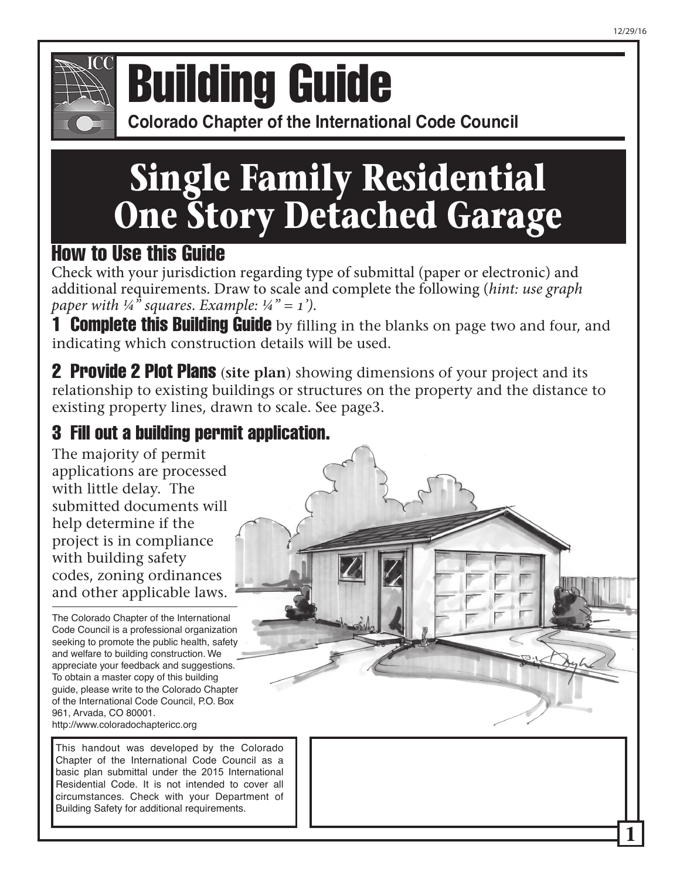# Building Guide

**Colorado Chapter of the International Code Council**

# Single Family Residential One Story Detached Garage

## How to Use this Guide

Check with your jurisdiction regarding type of submittal (paper or electronic) and additional requirements. Draw to scale and complete the following (*hint: use graph paper with ¼" squares. Example: ¼" = 1'*).

**1 Complete this Building Guide** by filling in the blanks on page two and four, and indicating which construction details will be used.

**2 Provide 2 Plot Plans** (**site plan**) showing dimensions of your project and its relationship to existing buildings or structures on the property and the distance to existing property lines, drawn to scale. See page3.

### 3 Fill out a building permit application.

The majority of permit applications are processed with little delay. The submitted documents will help determine if the project is in compliance with building safety codes, zoning ordinances and other applicable laws.

The Colorado Chapter of the International Code Council is a professional organization seeking to promote the public health, safety and welfare to building construction. We appreciate your feedback and suggestions. To obtain a master copy of this building guide, please write to the Colorado Chapter of the International Code Council, P.O. Box 961, Arvada, CO 80001.
http://www.coloradochaptericc.org

This handout was developed by the Colorado Chapter of the International Code Council as a basic plan submittal under the 2015 International Residential Code. It is not intended to cover all circumstances. Check with your Department of Building Safety for additional requirements.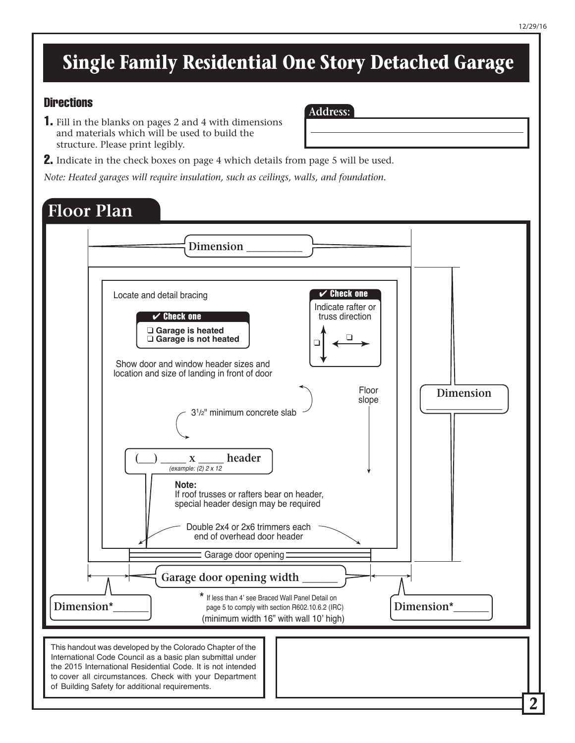# Single Family Residential One Story Detached Garage

### Directions

**1.** Fill in the blanks on pages 2 and 4 with dimensions and materials which will be used to build the structure. Please print legibly.

**Address:** ________________________________

**2.** Indicate in the check boxes on page 4 which details from page 5 will be used.

*Note: Heated garages will require insulation, such as ceilings, walls, and foundation.*

## Floor Plan

Dimension __________

Locate and detail bracing

**✔ Check one**
- ❑ **Garage is heated**
- ❑ **Garage is not heated**

**✔ Check one**
Indicate rafter or truss direction
- ❑ ↕
- ❑ ↔

Show door and window header sizes and location and size of landing in front of door

Floor slope

$3^{1}/_{2}$" minimum concrete slab

Dimension __________

(___) _____ x _____ **header**
*(example: (2) 2 x 12*

**Note:**
If roof trusses or rafters bear on header, special header design may be required

Double 2x4 or 2x6 trimmers each end of overhead door header

Garage door opening

Garage door opening width ______

Dimension*______

Dimension*______

\* If less than 4' see Braced Wall Panel Detail on page 5 to comply with section R602.10.6.2 (IRC)
(minimum width 16" with wall 10' high)

This handout was developed by the Colorado Chapter of the International Code Council as a basic plan submittal under the 2015 International Residential Code. It is not intended to cover all circumstances. Check with your Department of Building Safety for additional requirements.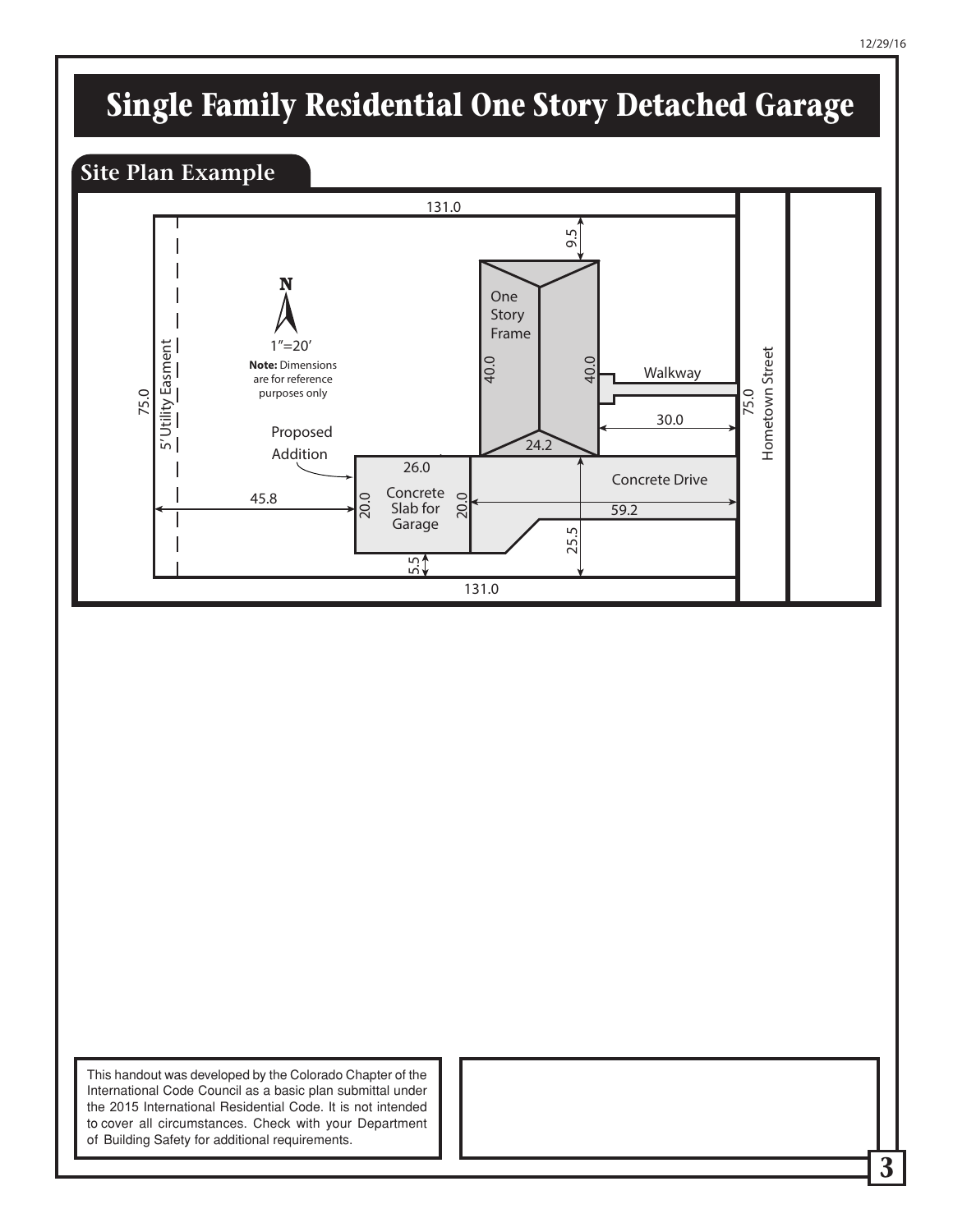# Single Family Residential One Story Detached Garage

## Site Plan Example

131.0

9.5

N

1"=20'

**Note:** Dimensions are for reference purposes only

75.0

5' Utility Easment

One Story Frame

40.0

40.0

Walkway

30.0

75.0

Hometown Street

Proposed Addition

24.2

26.0

Concrete Drive

45.8

20.0

Concrete Slab for Garage

20.0

59.2

25.5

5.5

131.0

This handout was developed by the Colorado Chapter of the International Code Council as a basic plan submittal under the 2015 International Residential Code. It is not intended to cover all circumstances. Check with your Department of Building Safety for additional requirements.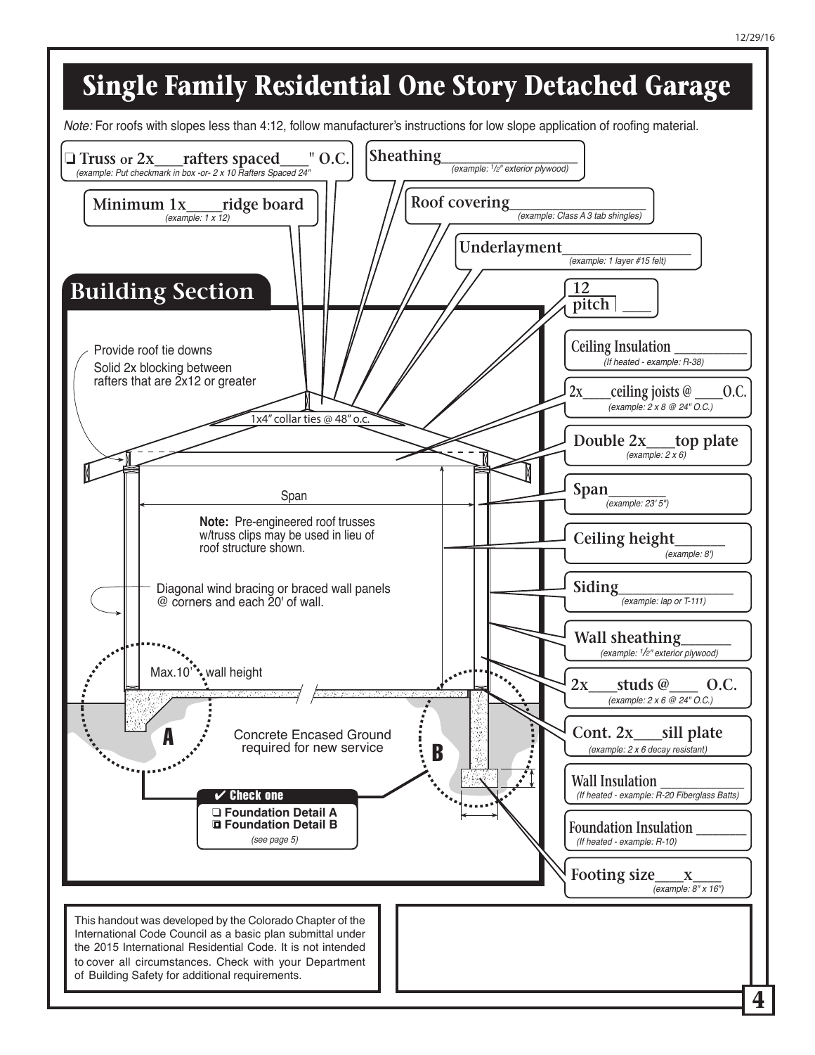# Single Family Residential One Story Detached Garage

*Note:* For roofs with slopes less than 4:12, follow manufacturer's instructions for low slope application of roofing material.

- ❑ **Truss or 2x\_\_\_\_rafters spaced\_\_\_\_" O.C.** *(example: Put checkmark in box -or- 2 x 10 Rafters Spaced 24")*
- **Sheathing\_\_\_\_\_\_\_\_\_\_\_\_\_\_** *(example: 1/2" exterior plywood)*
- **Minimum 1x\_\_\_\_ridge board** *(example: 1 x 12)*
- **Roof covering\_\_\_\_\_\_\_\_\_\_\_\_\_\_** *(example: Class A 3 tab shingles)*
- **Underlayment\_\_\_\_\_\_\_\_\_\_\_\_\_\_** *(example: 1 layer #15 felt)*
- **12 / pitch \_\_\_\_**

## Building Section

Provide roof tie downs
Solid 2x blocking between rafters that are 2x12 or greater

1x4" collar ties @ 48" o.c.

Span

**Note:** Pre-engineered roof trusses w/truss clips may be used in lieu of roof structure shown.

Diagonal wind bracing or braced wall panels @ corners and each 20' of wall.

Max.10' wall height

Concrete Encased Ground required for new service

A

B

✔ **Check one**
- ❑ **Foundation Detail A**
- ◘ **Foundation Detail B**

*(see page 5)*

- **Ceiling Insulation \_\_\_\_\_\_\_\_** *(If heated - example: R-38)*
- **2x\_\_\_\_ceiling joists @ \_\_\_\_O.C.** *(example: 2 x 8 @ 24" O.C.)*
- **Double 2x\_\_\_\_top plate** *(example: 2 x 6)*
- **Span\_\_\_\_\_\_** *(example: 23' 5")*
- **Ceiling height\_\_\_\_\_\_** *(example: 8')*
- **Siding\_\_\_\_\_\_\_\_\_\_\_\_** *(example: lap or T-111)*
- **Wall sheathing\_\_\_\_\_\_** *(example: 1/2" exterior plywood)*
- **2x\_\_\_\_studs @\_\_\_\_ O.C.** *(example: 2 x 6 @ 24" O.C.)*
- **Cont. 2x\_\_\_\_sill plate** *(example: 2 x 6 decay resistant)*
- **Wall Insulation \_\_\_\_\_\_\_\_** *(If heated - example: R-20 Fiberglass Batts)*
- **Foundation Insulation \_\_\_\_\_\_** *(If heated - example: R-10)*
- **Footing size\_\_\_\_x\_\_\_\_** *(example: 8" x 16")*

This handout was developed by the Colorado Chapter of the International Code Council as a basic plan submittal under the 2015 International Residential Code. It is not intended to cover all circumstances. Check with your Department of Building Safety for additional requirements.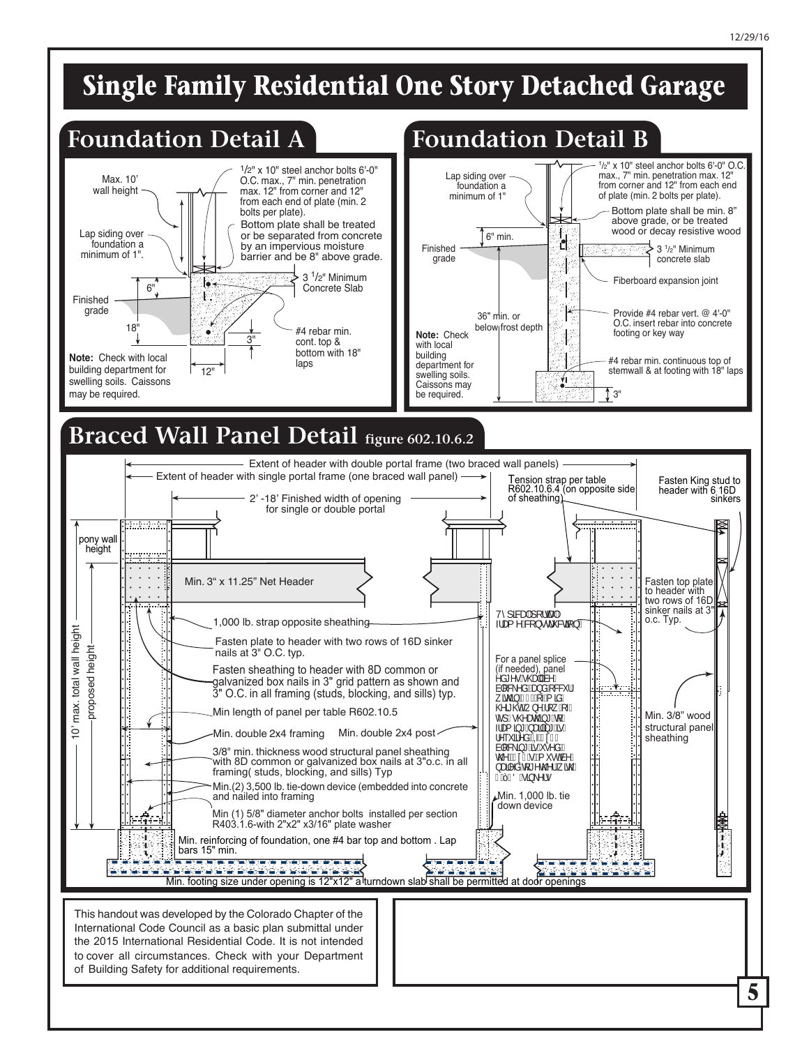# Single Family Residential One Story Detached Garage

## Foundation Detail A

Max. 10' wall height

1/2" x 10" steel anchor bolts 6'-0" O.C. max., 7" min. penetration max. 12" from corner and 12" from each end of plate (min. 2 bolts per plate).

Bottom plate shall be treated or be separated from concrete by an impervious moisture barrier and be 8" above grade.

Lap siding over foundation a minimum of 1".

6"

3 1/2" Minimum Concrete Slab

Finished grade

18"

#4 rebar min. cont. top & bottom with 18" laps

3"

12"

**Note:** Check with local building department for swelling soils. Caissons may be required.

## Foundation Detail B

Lap siding over foundation a minimum of 1"

1/2" x 10" steel anchor bolts 6'-0" O.C. max., 7" min. penetration max. 12" from corner and 12" from each end of plate (min. 2 bolts per plate).

Bottom plate shall be min. 8" above grade, or be treated wood or decay resistive wood

6" min.

Finished grade

3 1/2" Minimum concrete slab

Fiberboard expansion joint

36" min. or below frost depth

Provide #4 rebar vert. @ 4'-0" O.C. insert rebar into concrete footing or key way

**Note:** Check with local building department for swelling soils. Caissons may be required.

#4 rebar min. continuous top of stemwall & at footing with 18" laps

3"

## Braced Wall Panel Detail figure 602.10.6.2

Extent of header with double portal frame (two braced wall panels)

Extent of header with single portal frame (one braced wall panel)

2' -18' Finished width of opening for single or double portal

Tension strap per table R602.10.6.4 (on opposite side of sheathing)

Fasten King stud to header with 6 16D sinkers

pony wall height

Min. 3" x 11.25" Net Header

Fasten top plate to header with two rows of 16D sinker nails at 3" o.c. Typ.

Typical portal frame construction

1,000 lb. strap opposite sheathing

Fasten plate to header with two rows of 16D sinker nails at 3" O.C. typ.

Fasten sheathing to header with 8D common or galvanized box nails in 3" grid pattern as shown and 3" O.C. in all framing (studs, blocking, and sills) typ.

Min length of panel per table R602.10.5

Min. double 2x4 framing

Min. double 2x4 post

3/8" min. thickness wood structural panel sheathing with 8D common or galvanized box nails at 3"o.c. in all framing( studs, blocking, and sills) Typ

Min.(2) 3,500 lb. tie-down device (embedded into concrete and nailed into framing

Min (1) 5/8" diameter anchor bolts installed per section R403.1.6-with 2"x2" x3/16" plate washer

Min. reinforcing of foundation, one #4 bar top and bottom . Lap bars 15" min.

For a panel splice (if needed), panel edges shall be blocked and occur within 24" of mid-height. One row of tip sheathing to framing nailing is required. If 2x4 blocking is used, the 2x4s must be nailed together with 3 16D sinkers

Min. 1,000 lb. tie down device

Min. 3/8" wood structural panel sheathing

10' max. total wall height

proposed height

Min. footing size under opening is 12"x12" a turndown slab shall be permitted at door openings

This handout was developed by the Colorado Chapter of the International Code Council as a basic plan submittal under the 2015 International Residential Code. It is not intended to cover all circumstances. Check with your Department of Building Safety for additional requirements.